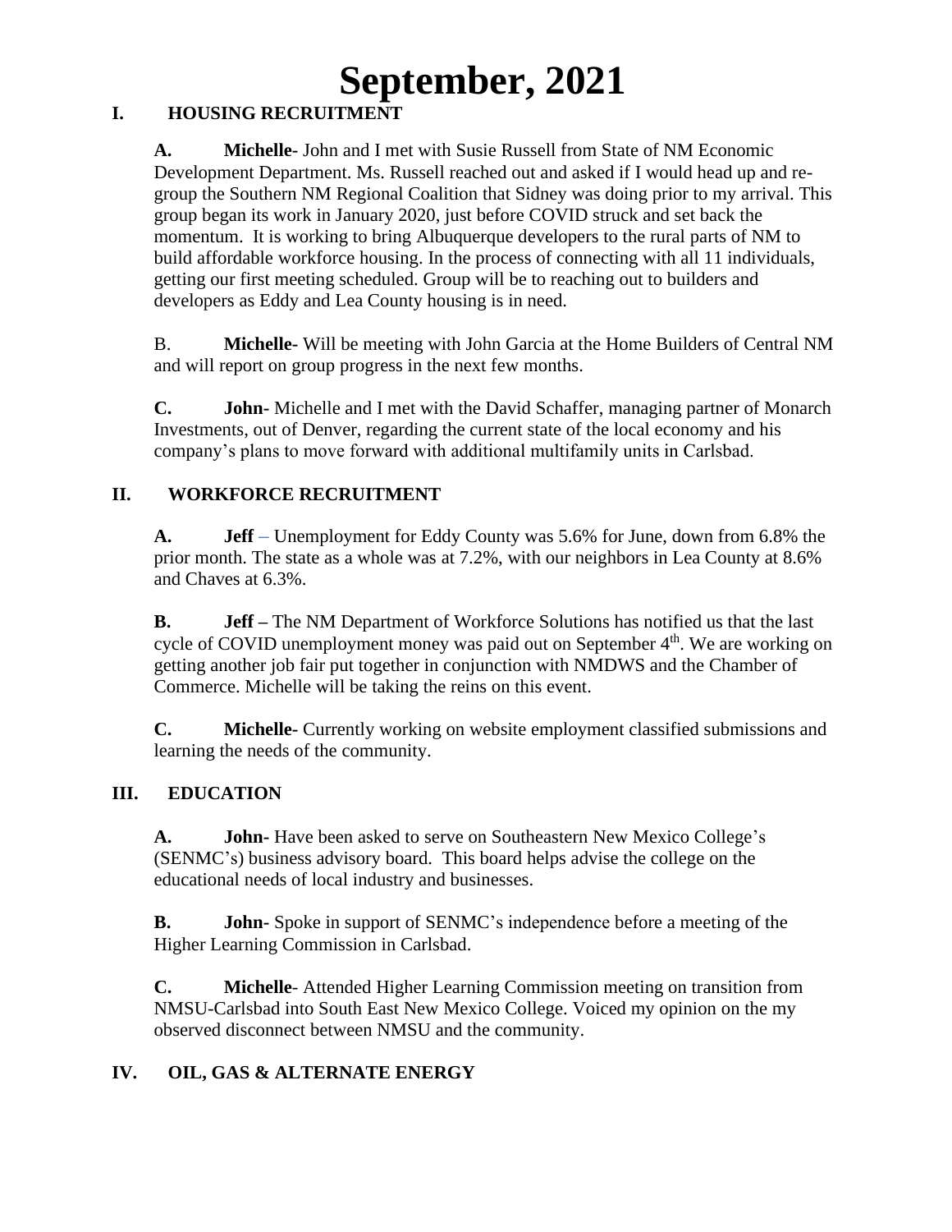# September, 2021

## I. HOUSING RECRUITMENT

**A. Michelle-** John and I met with Susie Russell from State of NM Economic Development Department. Ms. Russell reached out and asked if I would head up and re-group the Southern NM Regional Coalition that Sidney was doing prior to my arrival. This group began its work in January 2020, just before COVID struck and set back the momentum. It is working to bring Albuquerque developers to the rural parts of NM to build affordable workforce housing. In the process of connecting with all 11 individuals, getting our first meeting scheduled. Group will be to reaching out to builders and developers as Eddy and Lea County housing is in need.

B. **Michelle-** Will be meeting with John Garcia at the Home Builders of Central NM and will report on group progress in the next few months.

**C. John-** Michelle and I met with the David Schaffer, managing partner of Monarch Investments, out of Denver, regarding the current state of the local economy and his company's plans to move forward with additional multifamily units in Carlsbad.

## II. WORKFORCE RECRUITMENT

**A. Jeff** – Unemployment for Eddy County was 5.6% for June, down from 6.8% the prior month. The state as a whole was at 7.2%, with our neighbors in Lea County at 8.6% and Chaves at 6.3%.

**B. Jeff –** The NM Department of Workforce Solutions has notified us that the last cycle of COVID unemployment money was paid out on September 4th. We are working on getting another job fair put together in conjunction with NMDWS and the Chamber of Commerce. Michelle will be taking the reins on this event.

**C. Michelle-** Currently working on website employment classified submissions and learning the needs of the community.

## III. EDUCATION

**A. John-** Have been asked to serve on Southeastern New Mexico College's (SENMC's) business advisory board. This board helps advise the college on the educational needs of local industry and businesses.

**B. John-** Spoke in support of SENMC's independence before a meeting of the Higher Learning Commission in Carlsbad.

**C. Michelle-** Attended Higher Learning Commission meeting on transition from NMSU-Carlsbad into South East New Mexico College. Voiced my opinion on the my observed disconnect between NMSU and the community.

## IV. OIL, GAS & ALTERNATE ENERGY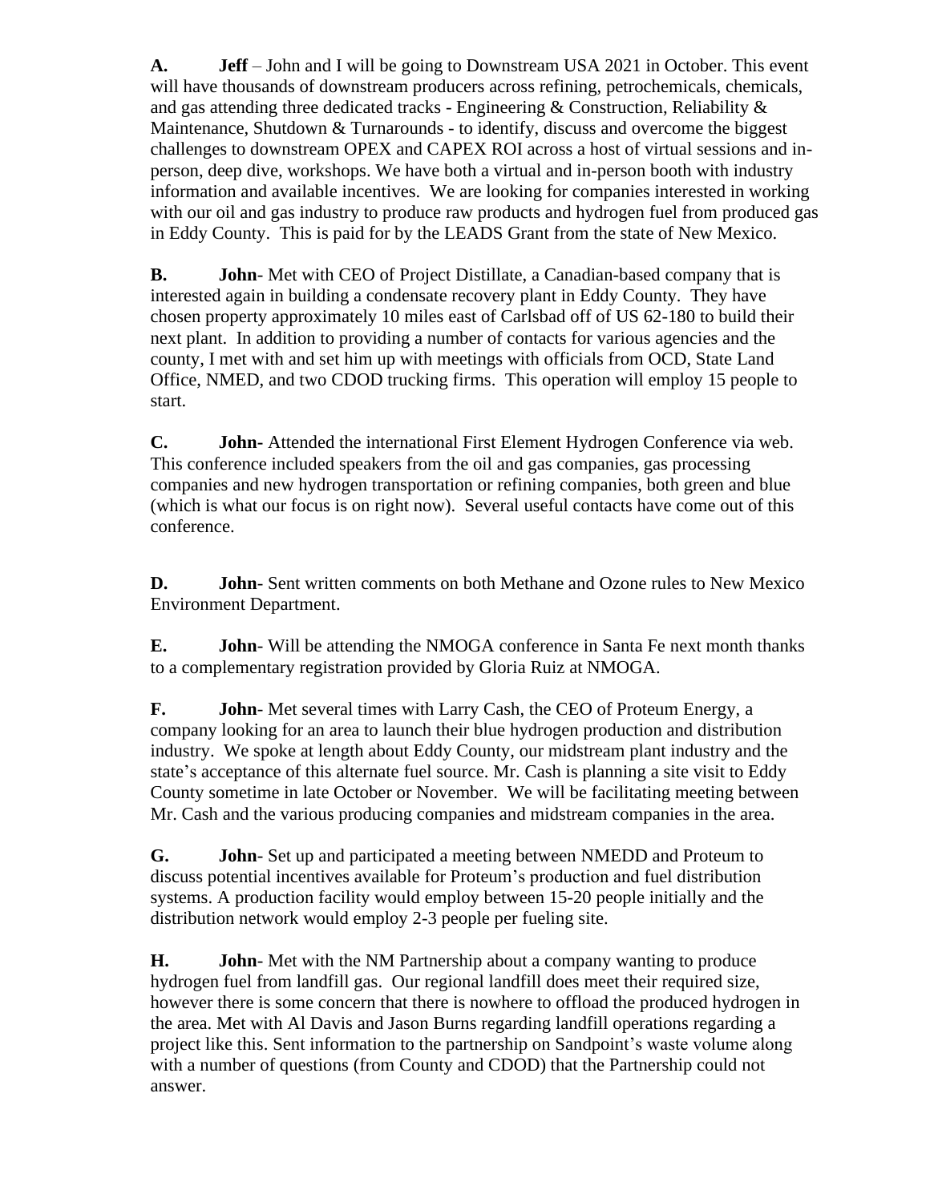**A.** **Jeff** – John and I will be going to Downstream USA 2021 in October. This event will have thousands of downstream producers across refining, petrochemicals, chemicals, and gas attending three dedicated tracks - Engineering & Construction, Reliability & Maintenance, Shutdown & Turnarounds - to identify, discuss and overcome the biggest challenges to downstream OPEX and CAPEX ROI across a host of virtual sessions and in-person, deep dive, workshops. We have both a virtual and in-person booth with industry information and available incentives. We are looking for companies interested in working with our oil and gas industry to produce raw products and hydrogen fuel from produced gas in Eddy County. This is paid for by the LEADS Grant from the state of New Mexico.

**B.** **John**- Met with CEO of Project Distillate, a Canadian-based company that is interested again in building a condensate recovery plant in Eddy County. They have chosen property approximately 10 miles east of Carlsbad off of US 62-180 to build their next plant. In addition to providing a number of contacts for various agencies and the county, I met with and set him up with meetings with officials from OCD, State Land Office, NMED, and two CDOD trucking firms. This operation will employ 15 people to start.

**C.** **John-** Attended the international First Element Hydrogen Conference via web. This conference included speakers from the oil and gas companies, gas processing companies and new hydrogen transportation or refining companies, both green and blue (which is what our focus is on right now). Several useful contacts have come out of this conference.

**D.** **John**- Sent written comments on both Methane and Ozone rules to New Mexico Environment Department.

**E.** **John**- Will be attending the NMOGA conference in Santa Fe next month thanks to a complementary registration provided by Gloria Ruiz at NMOGA.

**F.** **John**- Met several times with Larry Cash, the CEO of Proteum Energy, a company looking for an area to launch their blue hydrogen production and distribution industry. We spoke at length about Eddy County, our midstream plant industry and the state's acceptance of this alternate fuel source. Mr. Cash is planning a site visit to Eddy County sometime in late October or November. We will be facilitating meeting between Mr. Cash and the various producing companies and midstream companies in the area.

**G.** **John**- Set up and participated a meeting between NMEDD and Proteum to discuss potential incentives available for Proteum's production and fuel distribution systems. A production facility would employ between 15-20 people initially and the distribution network would employ 2-3 people per fueling site.

**H.** **John**- Met with the NM Partnership about a company wanting to produce hydrogen fuel from landfill gas. Our regional landfill does meet their required size, however there is some concern that there is nowhere to offload the produced hydrogen in the area. Met with Al Davis and Jason Burns regarding landfill operations regarding a project like this. Sent information to the partnership on Sandpoint's waste volume along with a number of questions (from County and CDOD) that the Partnership could not answer.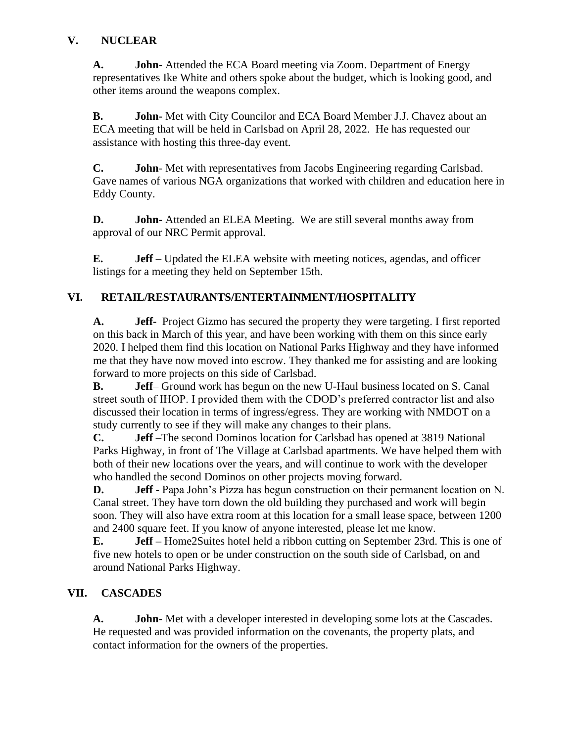## V. NUCLEAR

**A.** **John-** Attended the ECA Board meeting via Zoom. Department of Energy representatives Ike White and others spoke about the budget, which is looking good, and other items around the weapons complex.

**B.** **John-** Met with City Councilor and ECA Board Member J.J. Chavez about an ECA meeting that will be held in Carlsbad on April 28, 2022. He has requested our assistance with hosting this three-day event.

**C.** **John**- Met with representatives from Jacobs Engineering regarding Carlsbad. Gave names of various NGA organizations that worked with children and education here in Eddy County.

**D.** **John-** Attended an ELEA Meeting. We are still several months away from approval of our NRC Permit approval.

**E.** **Jeff** – Updated the ELEA website with meeting notices, agendas, and officer listings for a meeting they held on September 15th.

## VI. RETAIL/RESTAURANTS/ENTERTAINMENT/HOSPITALITY

**A.** **Jeff-** Project Gizmo has secured the property they were targeting. I first reported on this back in March of this year, and have been working with them on this since early 2020. I helped them find this location on National Parks Highway and they have informed me that they have now moved into escrow. They thanked me for assisting and are looking forward to more projects on this side of Carlsbad.

**B.** **Jeff**– Ground work has begun on the new U-Haul business located on S. Canal street south of IHOP. I provided them with the CDOD's preferred contractor list and also discussed their location in terms of ingress/egress. They are working with NMDOT on a study currently to see if they will make any changes to their plans.

**C.** **Jeff** –The second Dominos location for Carlsbad has opened at 3819 National Parks Highway, in front of The Village at Carlsbad apartments. We have helped them with both of their new locations over the years, and will continue to work with the developer who handled the second Dominos on other projects moving forward.

**D.** **Jeff -** Papa John's Pizza has begun construction on their permanent location on N. Canal street. They have torn down the old building they purchased and work will begin soon. They will also have extra room at this location for a small lease space, between 1200 and 2400 square feet. If you know of anyone interested, please let me know.

**E.** **Jeff –** Home2Suites hotel held a ribbon cutting on September 23rd. This is one of five new hotels to open or be under construction on the south side of Carlsbad, on and around National Parks Highway.

## VII. CASCADES

**A.** **John-** Met with a developer interested in developing some lots at the Cascades. He requested and was provided information on the covenants, the property plats, and contact information for the owners of the properties.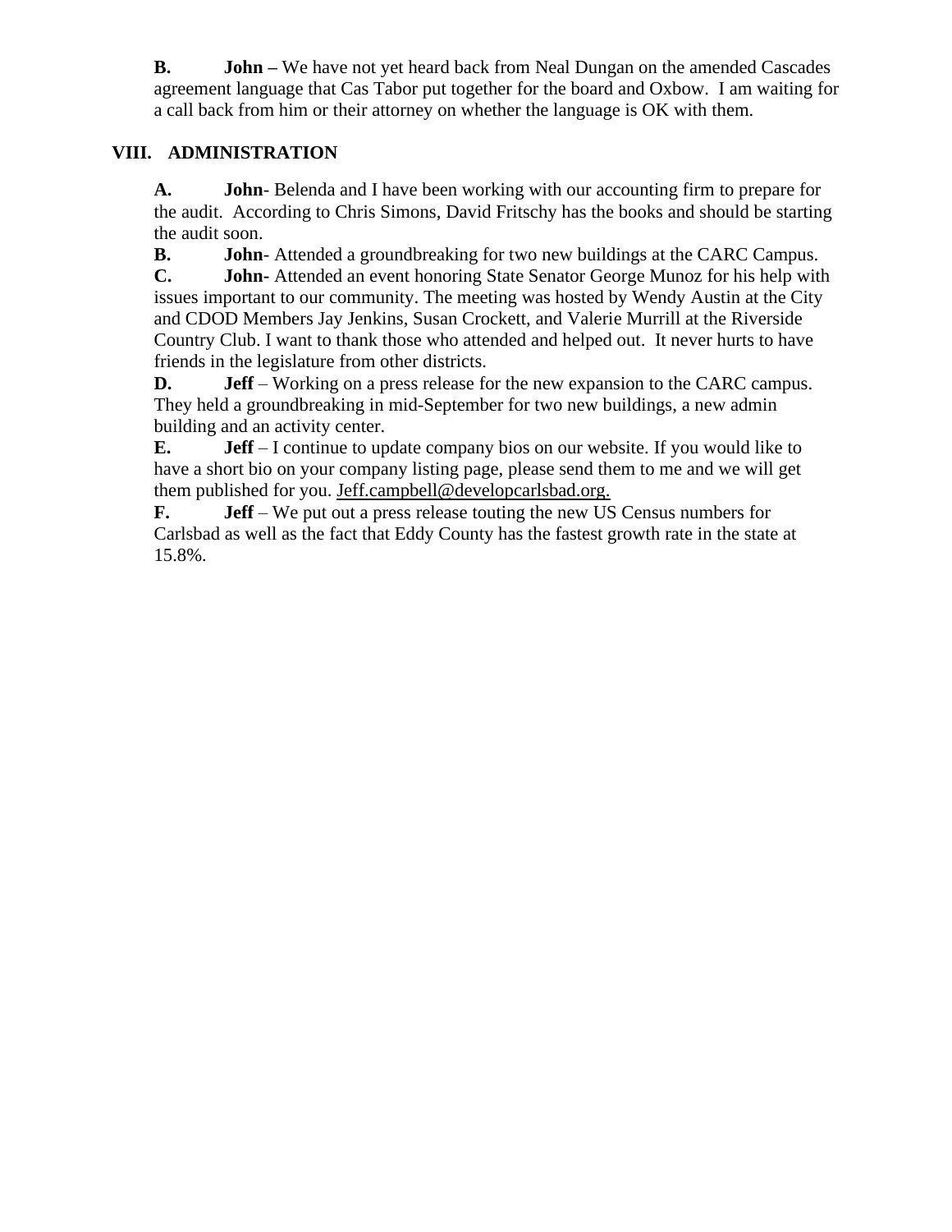**B.** **John –** We have not yet heard back from Neal Dungan on the amended Cascades agreement language that Cas Tabor put together for the board and Oxbow. I am waiting for a call back from him or their attorney on whether the language is OK with them.

## VIII. ADMINISTRATION

**A.** **John**- Belenda and I have been working with our accounting firm to prepare for the audit. According to Chris Simons, David Fritschy has the books and should be starting the audit soon.

**B.** **John**- Attended a groundbreaking for two new buildings at the CARC Campus.

**C.** **John-** Attended an event honoring State Senator George Munoz for his help with issues important to our community. The meeting was hosted by Wendy Austin at the City and CDOD Members Jay Jenkins, Susan Crockett, and Valerie Murrill at the Riverside Country Club. I want to thank those who attended and helped out. It never hurts to have friends in the legislature from other districts.

**D.** **Jeff** – Working on a press release for the new expansion to the CARC campus. They held a groundbreaking in mid-September for two new buildings, a new admin building and an activity center.

**E.** **Jeff** – I continue to update company bios on our website. If you would like to have a short bio on your company listing page, please send them to me and we will get them published for you. Jeff.campbell@developcarlsbad.org.

**F.** **Jeff** – We put out a press release touting the new US Census numbers for Carlsbad as well as the fact that Eddy County has the fastest growth rate in the state at 15.8%.